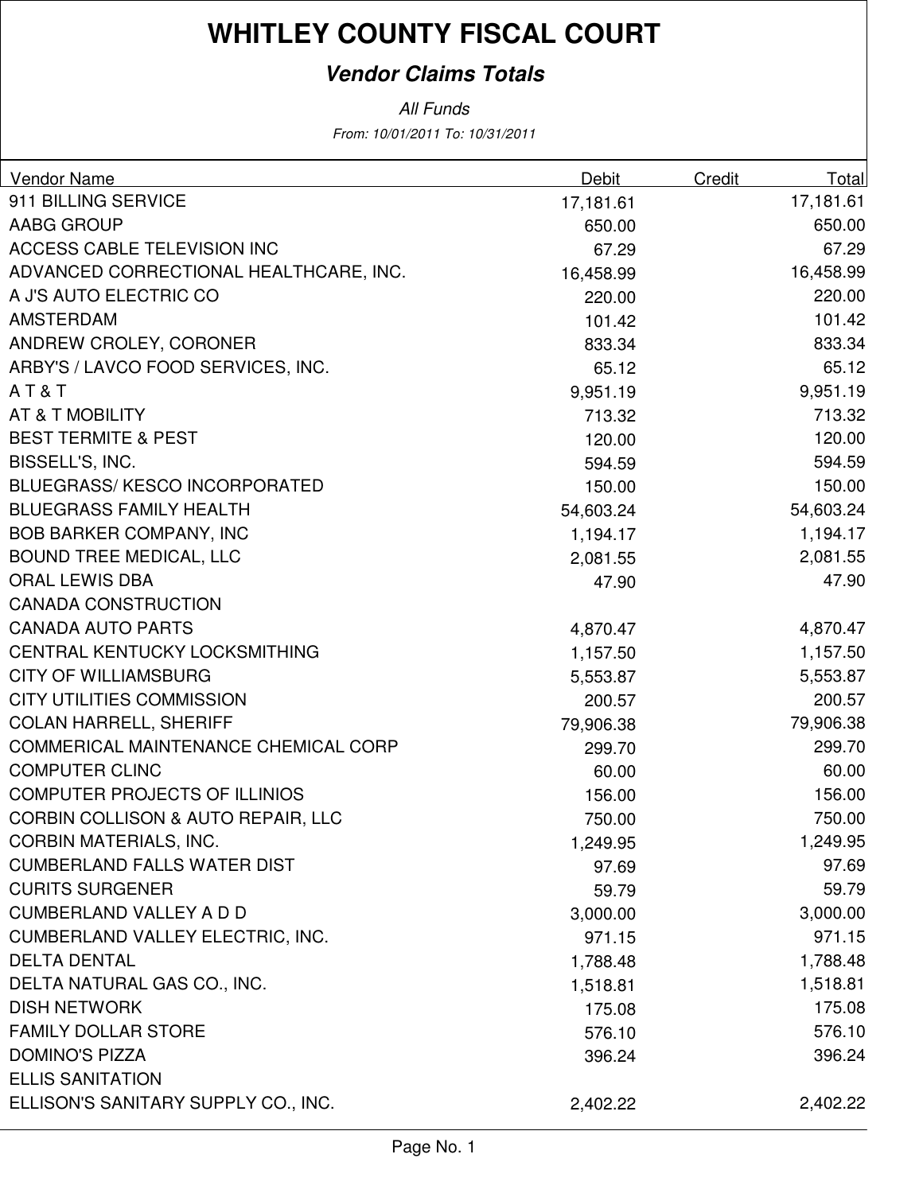# WHITLEY COUNTY FISCAL COURT

## *Vendor Claims Totals*

*All Funds*

*From: 10/01/2011 To: 10/31/2011*

| Vendor Name | Debit | Credit | Total |
|---|---|---|---|
| 911 BILLING SERVICE | 17,181.61 | | 17,181.61 |
| AABG GROUP | 650.00 | | 650.00 |
| ACCESS CABLE TELEVISION INC | 67.29 | | 67.29 |
| ADVANCED CORRECTIONAL HEALTHCARE, INC. | 16,458.99 | | 16,458.99 |
| A J'S AUTO ELECTRIC CO | 220.00 | | 220.00 |
| AMSTERDAM | 101.42 | | 101.42 |
| ANDREW CROLEY, CORONER | 833.34 | | 833.34 |
| ARBY'S / LAVCO FOOD SERVICES, INC. | 65.12 | | 65.12 |
| A T & T | 9,951.19 | | 9,951.19 |
| AT & T MOBILITY | 713.32 | | 713.32 |
| BEST TERMITE & PEST | 120.00 | | 120.00 |
| BISSELL'S, INC. | 594.59 | | 594.59 |
| BLUEGRASS/ KESCO INCORPORATED | 150.00 | | 150.00 |
| BLUEGRASS FAMILY HEALTH | 54,603.24 | | 54,603.24 |
| BOB BARKER COMPANY, INC | 1,194.17 | | 1,194.17 |
| BOUND TREE MEDICAL, LLC | 2,081.55 | | 2,081.55 |
| ORAL LEWIS DBA | 47.90 | | 47.90 |
| CANADA CONSTRUCTION | | | |
| CANADA AUTO PARTS | 4,870.47 | | 4,870.47 |
| CENTRAL KENTUCKY LOCKSMITHING | 1,157.50 | | 1,157.50 |
| CITY OF WILLIAMSBURG | 5,553.87 | | 5,553.87 |
| CITY UTILITIES COMMISSION | 200.57 | | 200.57 |
| COLAN HARRELL, SHERIFF | 79,906.38 | | 79,906.38 |
| COMMERICAL MAINTENANCE CHEMICAL CORP | 299.70 | | 299.70 |
| COMPUTER CLINC | 60.00 | | 60.00 |
| COMPUTER PROJECTS OF ILLINIOS | 156.00 | | 156.00 |
| CORBIN COLLISON & AUTO REPAIR, LLC | 750.00 | | 750.00 |
| CORBIN MATERIALS, INC. | 1,249.95 | | 1,249.95 |
| CUMBERLAND FALLS WATER DIST | 97.69 | | 97.69 |
| CURITS SURGENER | 59.79 | | 59.79 |
| CUMBERLAND VALLEY A D D | 3,000.00 | | 3,000.00 |
| CUMBERLAND VALLEY ELECTRIC, INC. | 971.15 | | 971.15 |
| DELTA DENTAL | 1,788.48 | | 1,788.48 |
| DELTA NATURAL GAS CO., INC. | 1,518.81 | | 1,518.81 |
| DISH NETWORK | 175.08 | | 175.08 |
| FAMILY DOLLAR STORE | 576.10 | | 576.10 |
| DOMINO'S PIZZA | 396.24 | | 396.24 |
| ELLIS SANITATION | | | |
| ELLISON'S SANITARY SUPPLY CO., INC. | 2,402.22 | | 2,402.22 |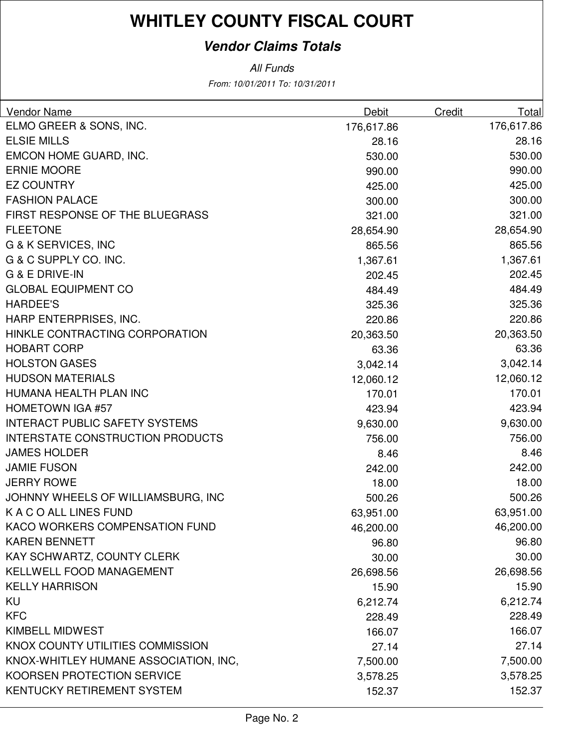# WHITLEY COUNTY FISCAL COURT

## *Vendor Claims Totals*

*All Funds*

*From: 10/01/2011 To: 10/31/2011*

| Vendor Name | Debit | Credit | Total |
|---|---|---|---|
| ELMO GREER & SONS, INC. | 176,617.86 | | 176,617.86 |
| ELSIE MILLS | 28.16 | | 28.16 |
| EMCON HOME GUARD, INC. | 530.00 | | 530.00 |
| ERNIE MOORE | 990.00 | | 990.00 |
| EZ COUNTRY | 425.00 | | 425.00 |
| FASHION PALACE | 300.00 | | 300.00 |
| FIRST RESPONSE OF THE BLUEGRASS | 321.00 | | 321.00 |
| FLEETONE | 28,654.90 | | 28,654.90 |
| G & K SERVICES, INC | 865.56 | | 865.56 |
| G & C SUPPLY CO. INC. | 1,367.61 | | 1,367.61 |
| G & E DRIVE-IN | 202.45 | | 202.45 |
| GLOBAL EQUIPMENT CO | 484.49 | | 484.49 |
| HARDEE'S | 325.36 | | 325.36 |
| HARP ENTERPRISES, INC. | 220.86 | | 220.86 |
| HINKLE CONTRACTING CORPORATION | 20,363.50 | | 20,363.50 |
| HOBART CORP | 63.36 | | 63.36 |
| HOLSTON GASES | 3,042.14 | | 3,042.14 |
| HUDSON MATERIALS | 12,060.12 | | 12,060.12 |
| HUMANA HEALTH PLAN INC | 170.01 | | 170.01 |
| HOMETOWN IGA #57 | 423.94 | | 423.94 |
| INTERACT PUBLIC SAFETY SYSTEMS | 9,630.00 | | 9,630.00 |
| INTERSTATE CONSTRUCTION PRODUCTS | 756.00 | | 756.00 |
| JAMES HOLDER | 8.46 | | 8.46 |
| JAMIE FUSON | 242.00 | | 242.00 |
| JERRY ROWE | 18.00 | | 18.00 |
| JOHNNY WHEELS OF WILLIAMSBURG, INC | 500.26 | | 500.26 |
| K A C O ALL LINES FUND | 63,951.00 | | 63,951.00 |
| KACO WORKERS COMPENSATION FUND | 46,200.00 | | 46,200.00 |
| KAREN BENNETT | 96.80 | | 96.80 |
| KAY SCHWARTZ, COUNTY CLERK | 30.00 | | 30.00 |
| KELLWELL FOOD MANAGEMENT | 26,698.56 | | 26,698.56 |
| KELLY HARRISON | 15.90 | | 15.90 |
| KU | 6,212.74 | | 6,212.74 |
| KFC | 228.49 | | 228.49 |
| KIMBELL MIDWEST | 166.07 | | 166.07 |
| KNOX COUNTY UTILITIES COMMISSION | 27.14 | | 27.14 |
| KNOX-WHITLEY HUMANE ASSOCIATION, INC, | 7,500.00 | | 7,500.00 |
| KOORSEN PROTECTION SERVICE | 3,578.25 | | 3,578.25 |
| KENTUCKY RETIREMENT SYSTEM | 152.37 | | 152.37 |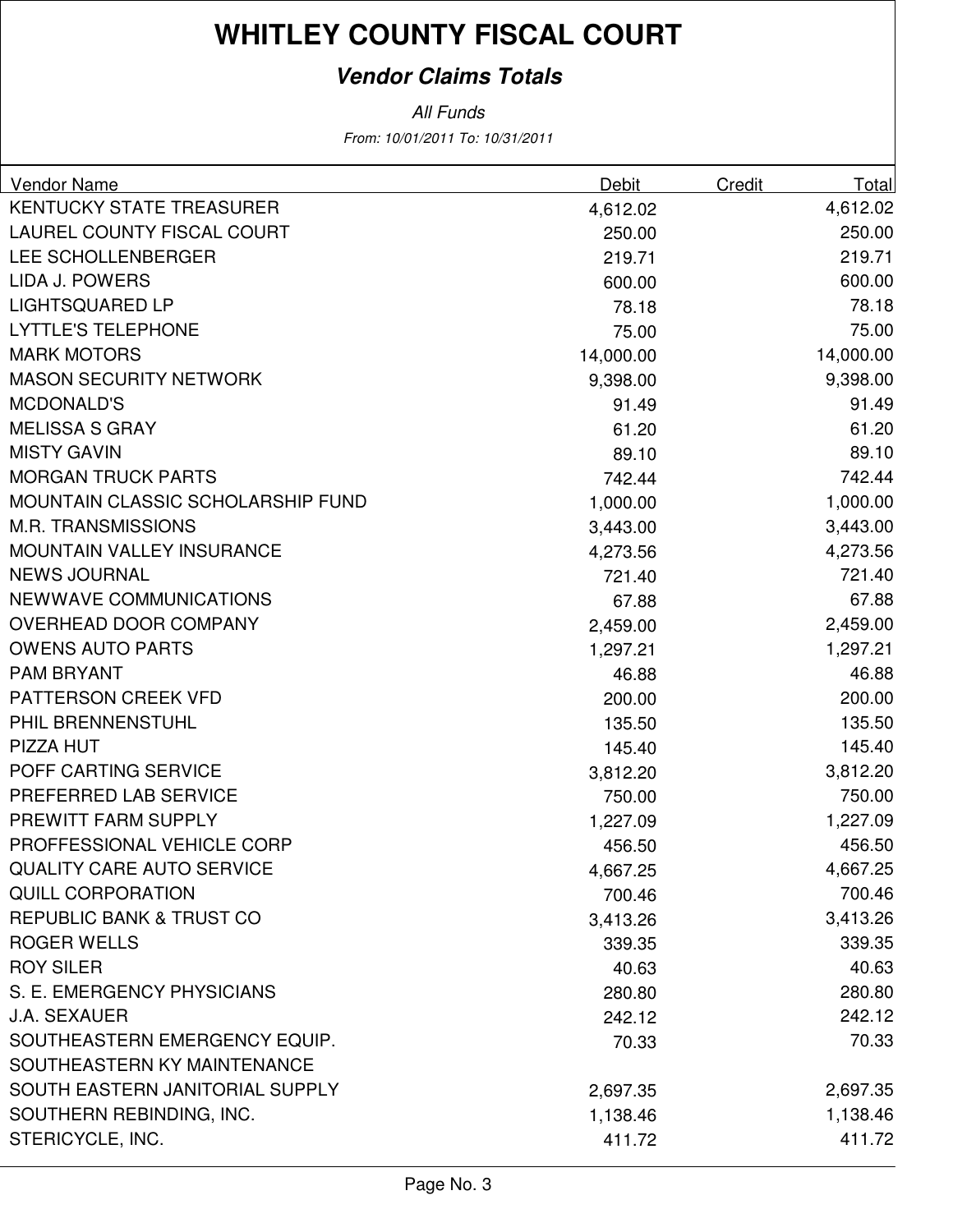# WHITLEY COUNTY FISCAL COURT

## *Vendor Claims Totals*

*All Funds*

*From: 10/01/2011 To: 10/31/2011*

| Vendor Name | Debit | Credit | Total |
|---|---|---|---|
| KENTUCKY STATE TREASURER | 4,612.02 | | 4,612.02 |
| LAUREL COUNTY FISCAL COURT | 250.00 | | 250.00 |
| LEE SCHOLLENBERGER | 219.71 | | 219.71 |
| LIDA J. POWERS | 600.00 | | 600.00 |
| LIGHTSQUARED LP | 78.18 | | 78.18 |
| LYTTLE'S TELEPHONE | 75.00 | | 75.00 |
| MARK MOTORS | 14,000.00 | | 14,000.00 |
| MASON SECURITY NETWORK | 9,398.00 | | 9,398.00 |
| MCDONALD'S | 91.49 | | 91.49 |
| MELISSA S GRAY | 61.20 | | 61.20 |
| MISTY GAVIN | 89.10 | | 89.10 |
| MORGAN TRUCK PARTS | 742.44 | | 742.44 |
| MOUNTAIN CLASSIC SCHOLARSHIP FUND | 1,000.00 | | 1,000.00 |
| M.R. TRANSMISSIONS | 3,443.00 | | 3,443.00 |
| MOUNTAIN VALLEY INSURANCE | 4,273.56 | | 4,273.56 |
| NEWS JOURNAL | 721.40 | | 721.40 |
| NEWWAVE COMMUNICATIONS | 67.88 | | 67.88 |
| OVERHEAD DOOR COMPANY | 2,459.00 | | 2,459.00 |
| OWENS AUTO PARTS | 1,297.21 | | 1,297.21 |
| PAM BRYANT | 46.88 | | 46.88 |
| PATTERSON CREEK VFD | 200.00 | | 200.00 |
| PHIL BRENNENSTUHL | 135.50 | | 135.50 |
| PIZZA HUT | 145.40 | | 145.40 |
| POFF CARTING SERVICE | 3,812.20 | | 3,812.20 |
| PREFERRED LAB SERVICE | 750.00 | | 750.00 |
| PREWITT FARM SUPPLY | 1,227.09 | | 1,227.09 |
| PROFFESSIONAL VEHICLE CORP | 456.50 | | 456.50 |
| QUALITY CARE AUTO SERVICE | 4,667.25 | | 4,667.25 |
| QUILL CORPORATION | 700.46 | | 700.46 |
| REPUBLIC BANK & TRUST CO | 3,413.26 | | 3,413.26 |
| ROGER WELLS | 339.35 | | 339.35 |
| ROY SILER | 40.63 | | 40.63 |
| S. E. EMERGENCY PHYSICIANS | 280.80 | | 280.80 |
| J.A. SEXAUER | 242.12 | | 242.12 |
| SOUTHEASTERN EMERGENCY EQUIP. | 70.33 | | 70.33 |
| SOUTHEASTERN KY MAINTENANCE | | | |
| SOUTH EASTERN JANITORIAL SUPPLY | 2,697.35 | | 2,697.35 |
| SOUTHERN REBINDING, INC. | 1,138.46 | | 1,138.46 |
| STERICYCLE, INC. | 411.72 | | 411.72 |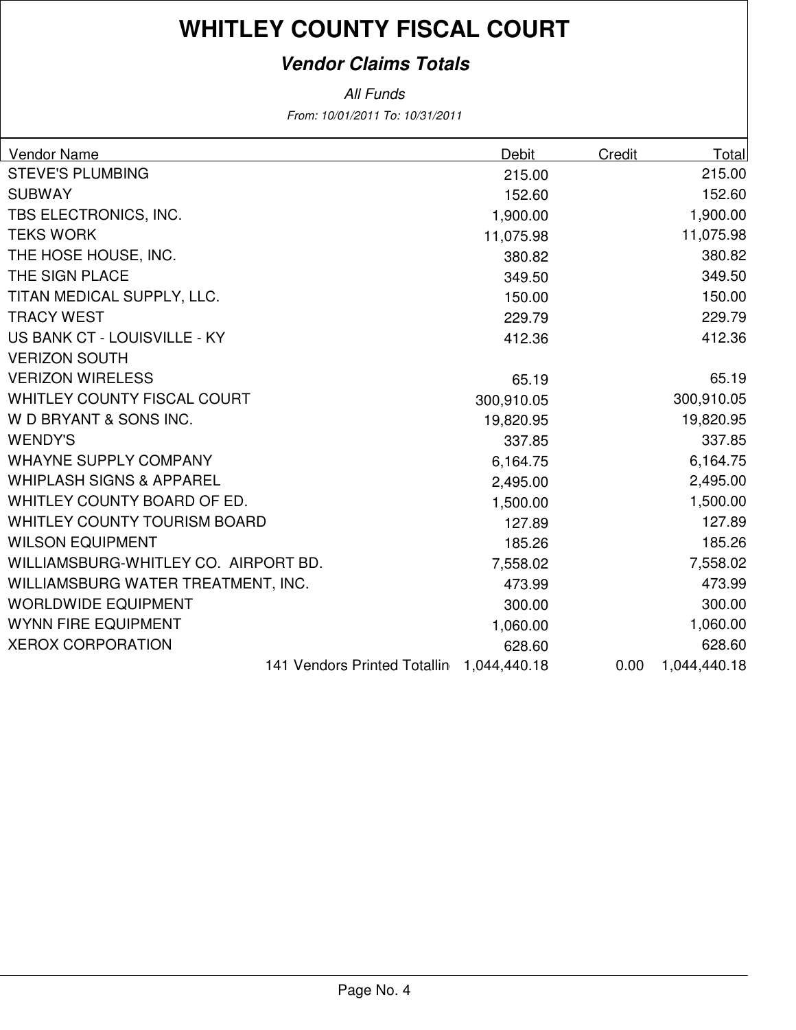# WHITLEY COUNTY FISCAL COURT

## *Vendor Claims Totals*

*All Funds*

*From: 10/01/2011 To: 10/31/2011*

| Vendor Name | Debit | Credit | Total |
|---|---|---|---|
| STEVE'S PLUMBING | 215.00 | | 215.00 |
| SUBWAY | 152.60 | | 152.60 |
| TBS ELECTRONICS, INC. | 1,900.00 | | 1,900.00 |
| TEKS WORK | 11,075.98 | | 11,075.98 |
| THE HOSE HOUSE, INC. | 380.82 | | 380.82 |
| THE SIGN PLACE | 349.50 | | 349.50 |
| TITAN MEDICAL SUPPLY, LLC. | 150.00 | | 150.00 |
| TRACY WEST | 229.79 | | 229.79 |
| US BANK CT - LOUISVILLE - KY | 412.36 | | 412.36 |
| VERIZON SOUTH | | | |
| VERIZON WIRELESS | 65.19 | | 65.19 |
| WHITLEY COUNTY FISCAL COURT | 300,910.05 | | 300,910.05 |
| W D BRYANT & SONS INC. | 19,820.95 | | 19,820.95 |
| WENDY'S | 337.85 | | 337.85 |
| WHAYNE SUPPLY COMPANY | 6,164.75 | | 6,164.75 |
| WHIPLASH SIGNS & APPAREL | 2,495.00 | | 2,495.00 |
| WHITLEY COUNTY BOARD OF ED. | 1,500.00 | | 1,500.00 |
| WHITLEY COUNTY TOURISM BOARD | 127.89 | | 127.89 |
| WILSON EQUIPMENT | 185.26 | | 185.26 |
| WILLIAMSBURG-WHITLEY CO. AIRPORT BD. | 7,558.02 | | 7,558.02 |
| WILLIAMSBURG WATER TREATMENT, INC. | 473.99 | | 473.99 |
| WORLDWIDE EQUIPMENT | 300.00 | | 300.00 |
| WYNN FIRE EQUIPMENT | 1,060.00 | | 1,060.00 |
| XEROX CORPORATION | 628.60 | | 628.60 |
| 141 Vendors Printed Totallin | 1,044,440.18 | 0.00 | 1,044,440.18 |